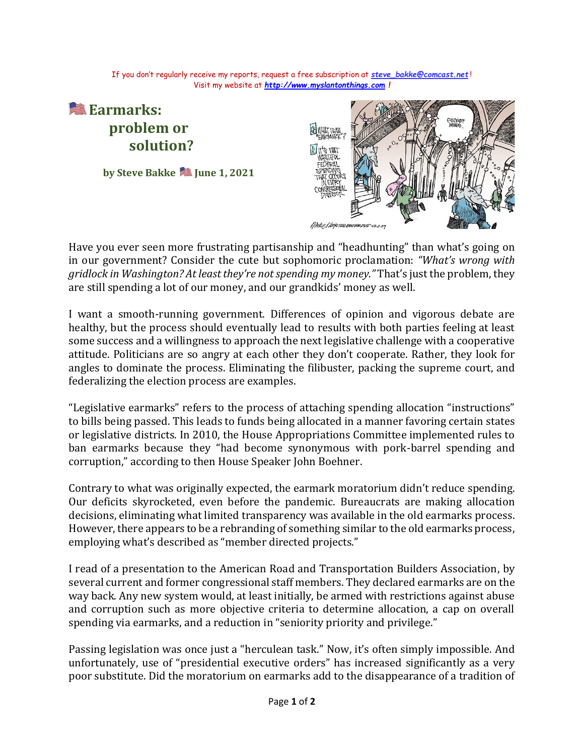If you don't regularly receive my reports, request a free subscription at [steve_bakke@comcast.net](mailto:steve_bakke@comcast.net)!
Visit my website at [http://www.myslantonthings.com](http://www.myslantonthings.com) !

# 🇺🇸 Earmarks: problem or solution?

**by Steve Bakke 🇺🇸 June 1, 2021**

Have you ever seen more frustrating partisanship and "headhunting" than what's going on in our government? Consider the cute but sophomoric proclamation: *"What's wrong with gridlock in Washington? At least they're not spending my money."* That's just the problem, they are still spending a lot of our money, and our grandkids' money as well.

I want a smooth-running government. Differences of opinion and vigorous debate are healthy, but the process should eventually lead to results with both parties feeling at least some success and a willingness to approach the next legislative challenge with a cooperative attitude. Politicians are so angry at each other they don't cooperate. Rather, they look for angles to dominate the process. Eliminating the filibuster, packing the supreme court, and federalizing the election process are examples.

"Legislative earmarks" refers to the process of attaching spending allocation "instructions" to bills being passed. This leads to funds being allocated in a manner favoring certain states or legislative districts. In 2010, the House Appropriations Committee implemented rules to ban earmarks because they "had become synonymous with pork-barrel spending and corruption," according to then House Speaker John Boehner.

Contrary to what was originally expected, the earmark moratorium didn't reduce spending. Our deficits skyrocketed, even before the pandemic. Bureaucrats are making allocation decisions, eliminating what limited transparency was available in the old earmarks process. However, there appears to be a rebranding of something similar to the old earmarks process, employing what's described as "member directed projects."

I read of a presentation to the American Road and Transportation Builders Association, by several current and former congressional staff members. They declared earmarks are on the way back. Any new system would, at least initially, be armed with restrictions against abuse and corruption such as more objective criteria to determine allocation, a cap on overall spending via earmarks, and a reduction in "seniority priority and privilege."

Passing legislation was once just a "herculean task." Now, it's often simply impossible. And unfortunately, use of "presidential executive orders" has increased significantly as a very poor substitute. Did the moratorium on earmarks add to the disappearance of a tradition of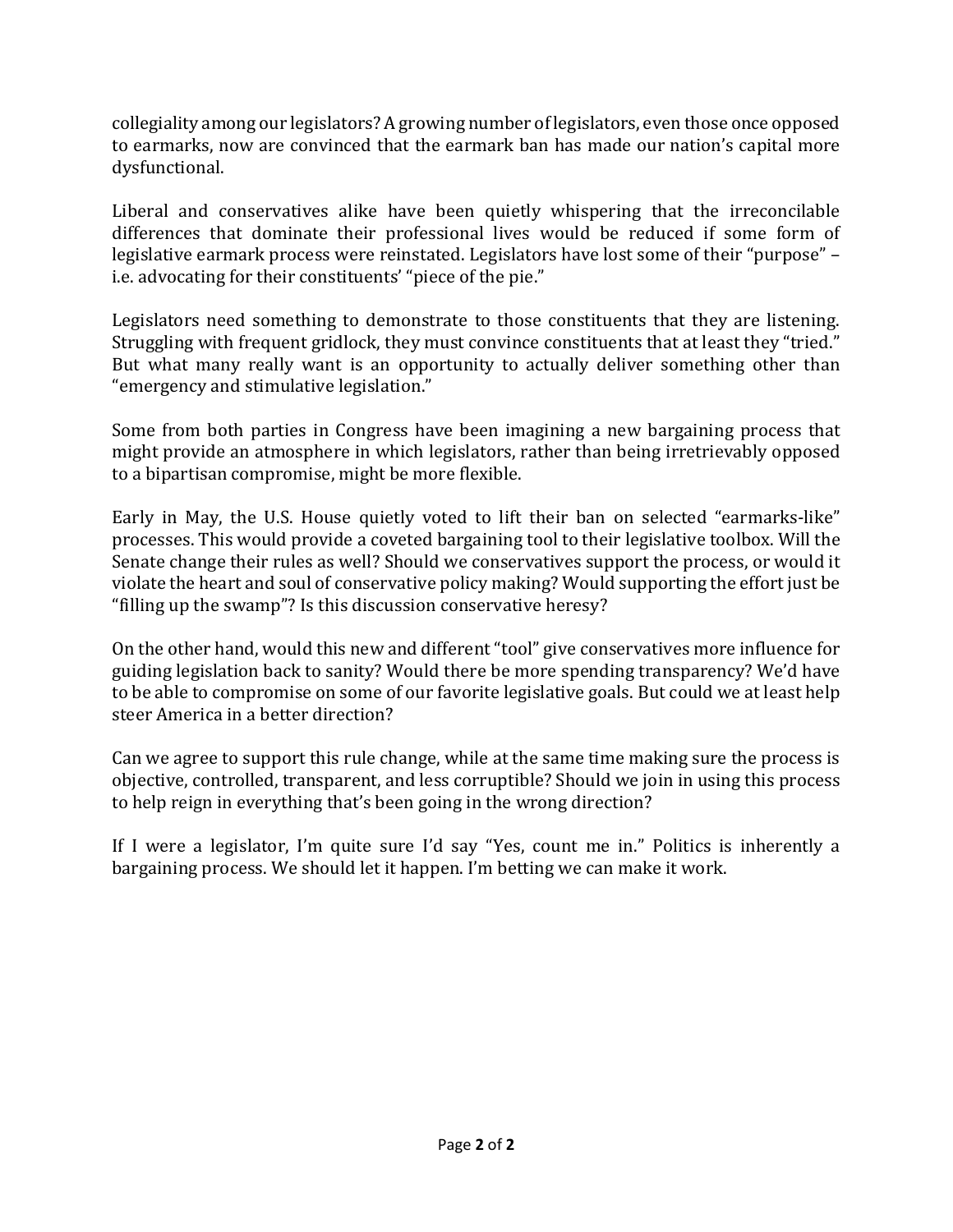collegiality among our legislators? A growing number of legislators, even those once opposed to earmarks, now are convinced that the earmark ban has made our nation's capital more dysfunctional.

Liberal and conservatives alike have been quietly whispering that the irreconcilable differences that dominate their professional lives would be reduced if some form of legislative earmark process were reinstated. Legislators have lost some of their "purpose" – i.e. advocating for their constituents' "piece of the pie."

Legislators need something to demonstrate to those constituents that they are listening. Struggling with frequent gridlock, they must convince constituents that at least they "tried." But what many really want is an opportunity to actually deliver something other than "emergency and stimulative legislation."

Some from both parties in Congress have been imagining a new bargaining process that might provide an atmosphere in which legislators, rather than being irretrievably opposed to a bipartisan compromise, might be more flexible.

Early in May, the U.S. House quietly voted to lift their ban on selected "earmarks-like" processes. This would provide a coveted bargaining tool to their legislative toolbox. Will the Senate change their rules as well? Should we conservatives support the process, or would it violate the heart and soul of conservative policy making? Would supporting the effort just be "filling up the swamp"? Is this discussion conservative heresy?

On the other hand, would this new and different "tool" give conservatives more influence for guiding legislation back to sanity? Would there be more spending transparency? We'd have to be able to compromise on some of our favorite legislative goals. But could we at least help steer America in a better direction?

Can we agree to support this rule change, while at the same time making sure the process is objective, controlled, transparent, and less corruptible? Should we join in using this process to help reign in everything that's been going in the wrong direction?

If I were a legislator, I'm quite sure I'd say "Yes, count me in." Politics is inherently a bargaining process. We should let it happen. I'm betting we can make it work.